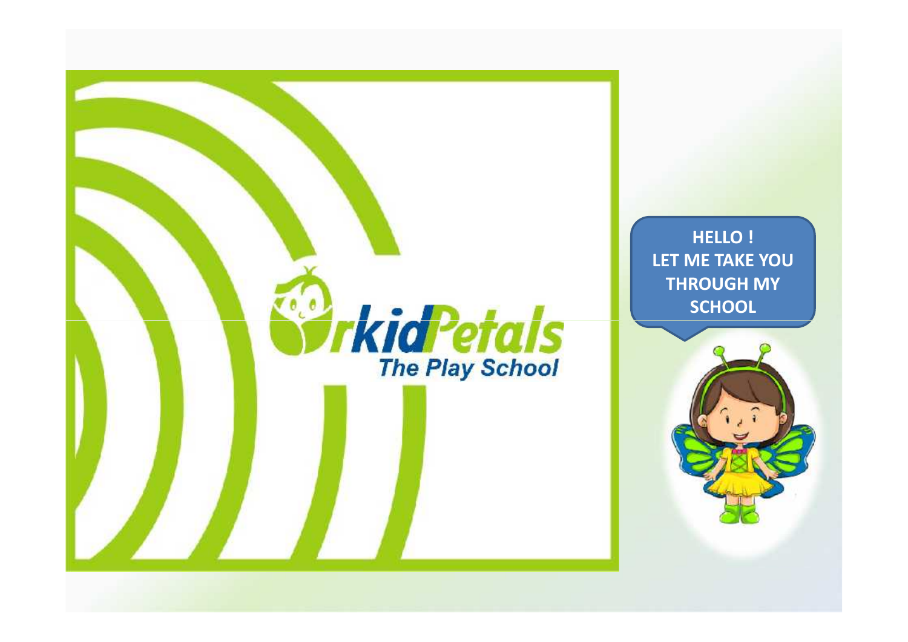# OrkidPetals

## The Play School

**HELLO !**
**LET ME TAKE YOU THROUGH MY SCHOOL**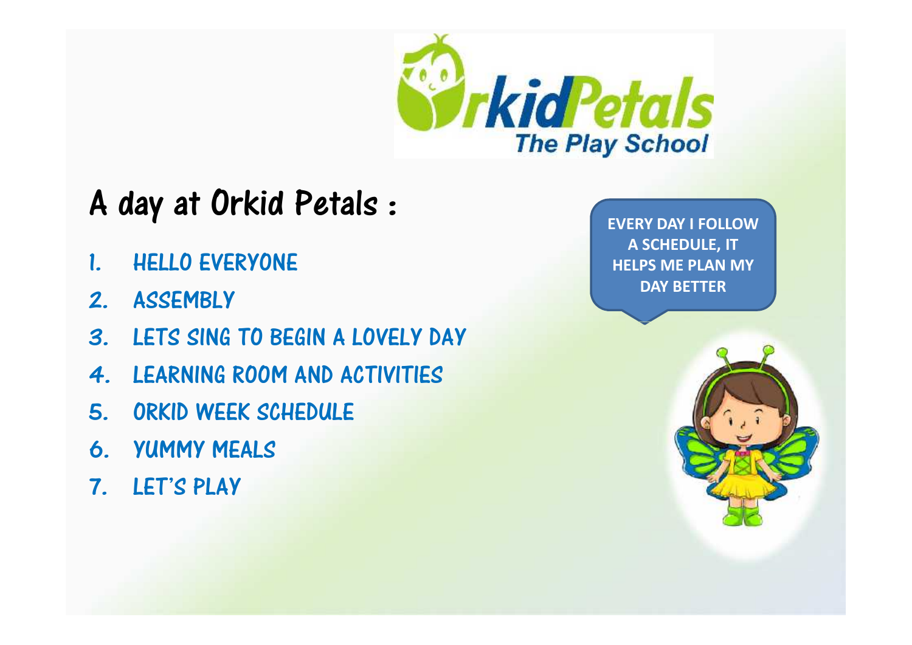OrkidPetals
The Play School

# A day at Orkid Petals :

1. HELLO EVERYONE
2. ASSEMBLY
3. LETS SING TO BEGIN A LOVELY DAY
4. LEARNING ROOM AND ACTIVITIES
5. ORKID WEEK SCHEDULE
6. YUMMY MEALS
7. LET'S PLAY

EVERY DAY I FOLLOW A SCHEDULE, IT HELPS ME PLAN MY DAY BETTER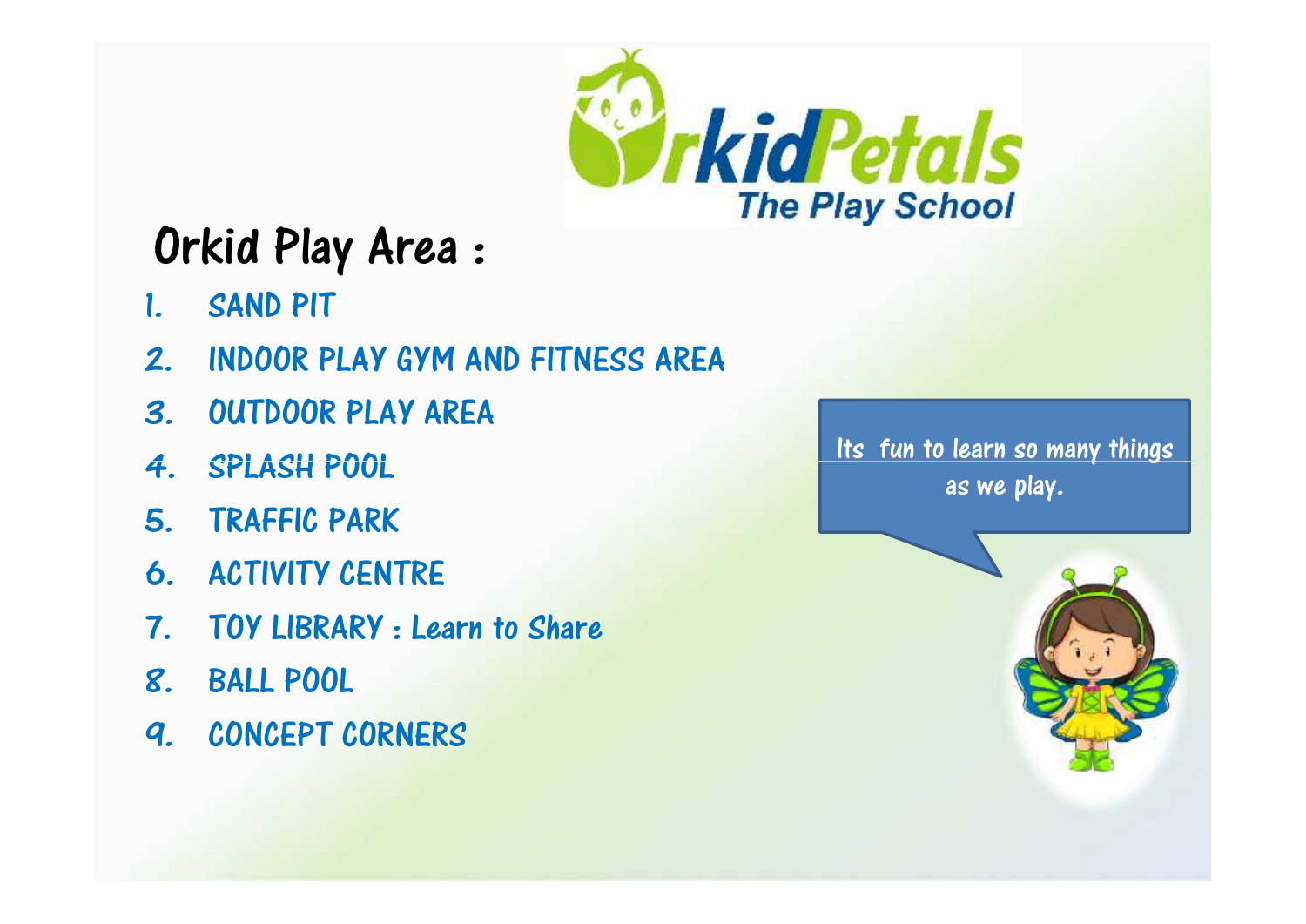OrkidPetals
The Play School

# Orkid Play Area :

1. SAND PIT
2. INDOOR PLAY GYM AND FITNESS AREA
3. OUTDOOR PLAY AREA
4. SPLASH POOL
5. TRAFFIC PARK
6. ACTIVITY CENTRE
7. TOY LIBRARY : Learn to Share
8. BALL POOL
9. CONCEPT CORNERS

Its fun to learn so many things as we play.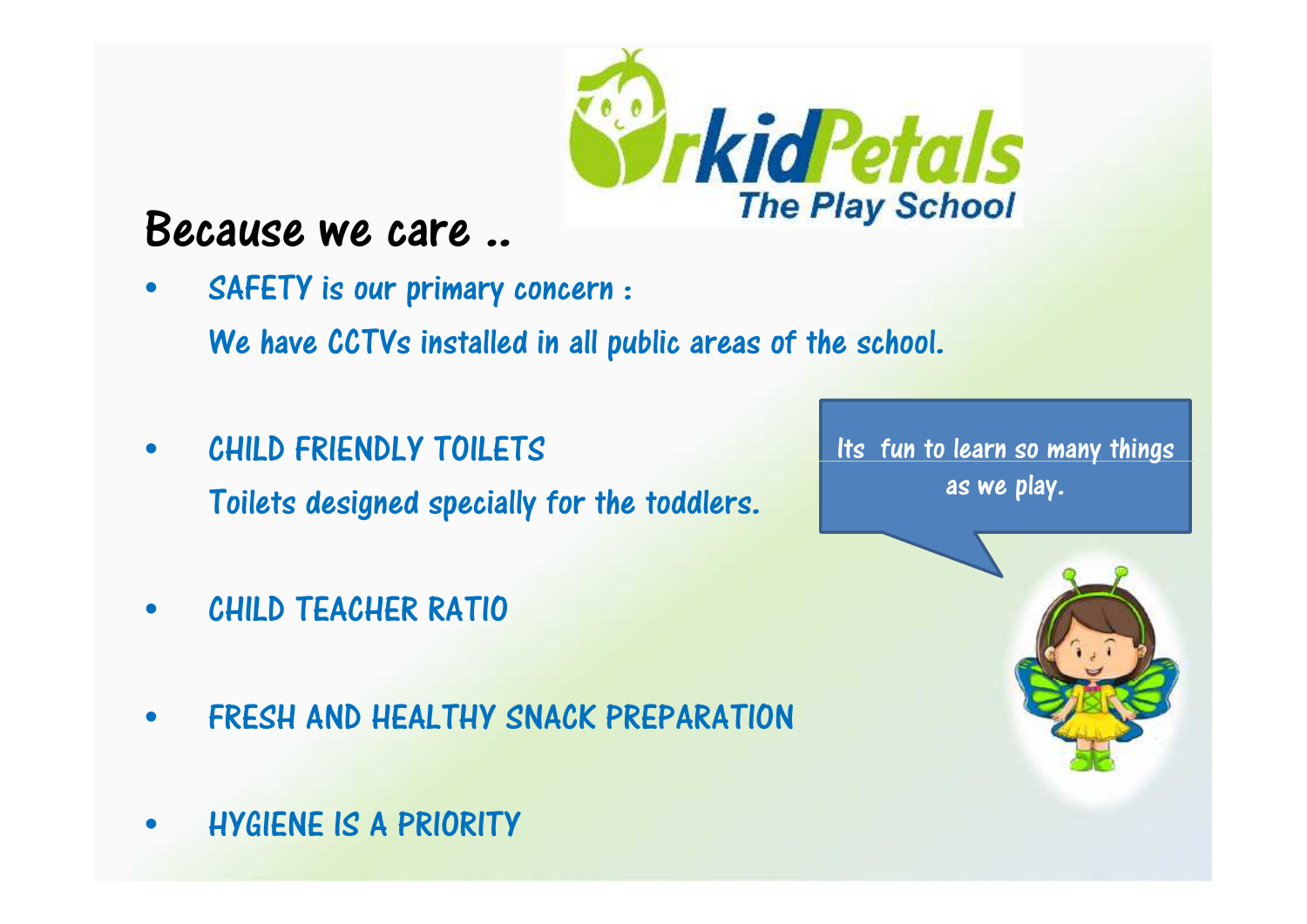## Because we care ..

- SAFETY is our primary concern :
  We have CCTVs installed in all public areas of the school.
- CHILD FRIENDLY TOILETS
  Toilets designed specially for the toddlers.
- CHILD TEACHER RATIO
- FRESH AND HEALTHY SNACK PREPARATION
- HYGIENE IS A PRIORITY

Its fun to learn so many things as we play.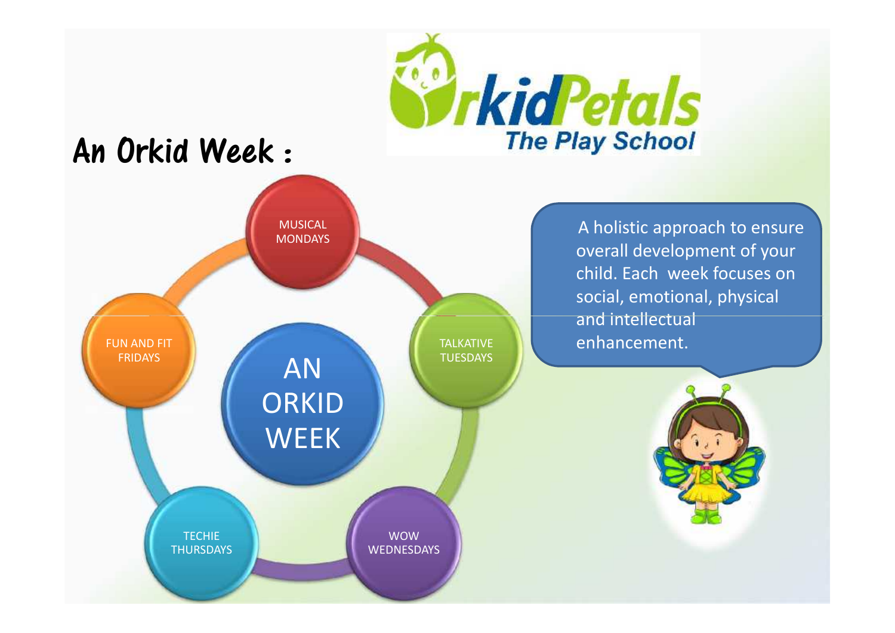# An Orkid Week :

OrkidPetals
The Play School

AN ORKID WEEK

- MUSICAL MONDAYS
- TALKATIVE TUESDAYS
- WOW WEDNESDAYS
- TECHIE THURSDAYS
- FUN AND FIT FRIDAYS

A holistic approach to ensure overall development of your child. Each week focuses on social, emotional, physical and intellectual enhancement.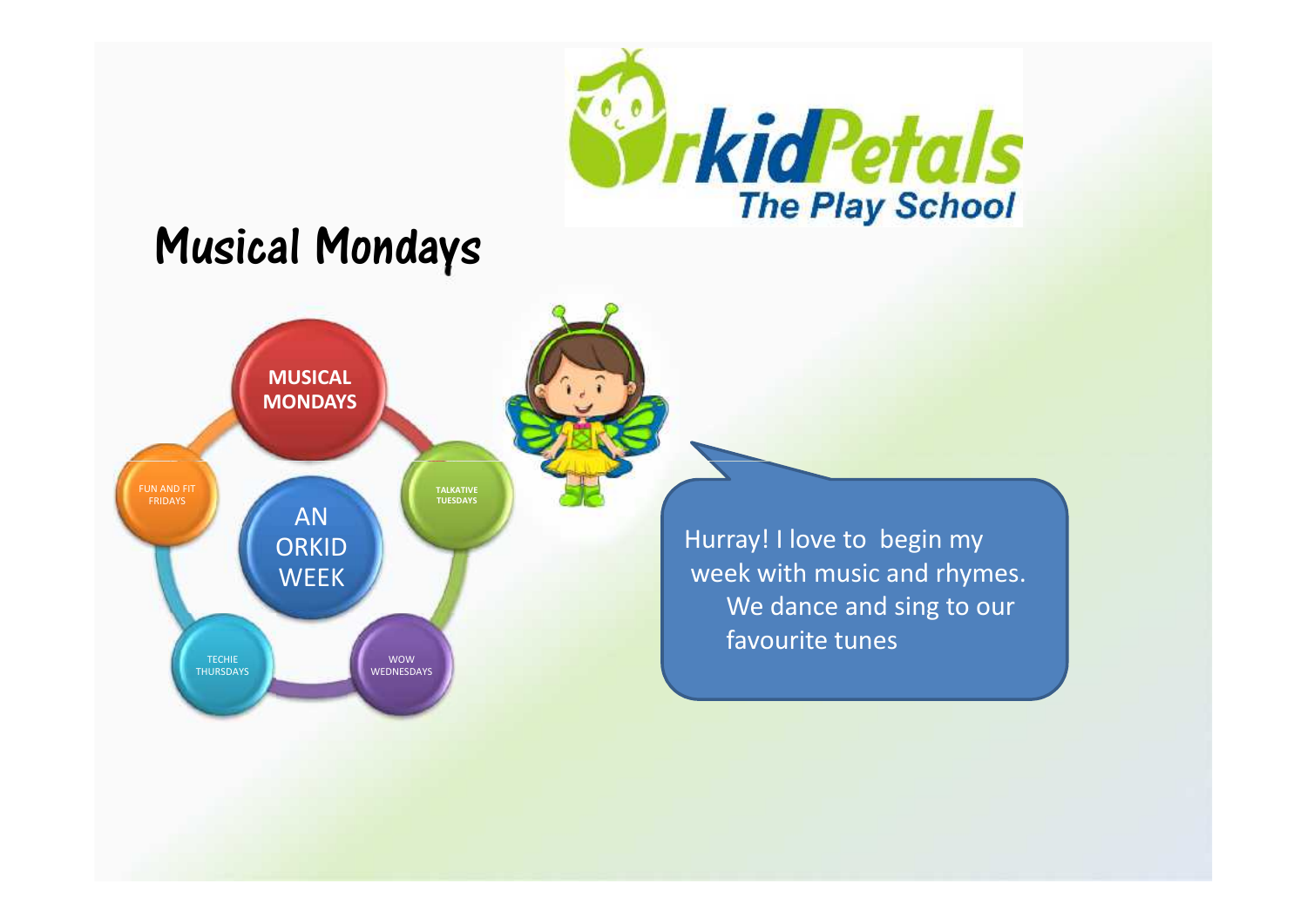OrkidPetals
The Play School

# Musical Mondays

- MUSICAL MONDAYS
- TALKATIVE TUESDAYS
- WOW WEDNESDAYS
- TECHIE THURSDAYS
- FUN AND FIT FRIDAYS

AN ORKID WEEK

Hurray! I love to begin my week with music and rhymes. We dance and sing to our favourite tunes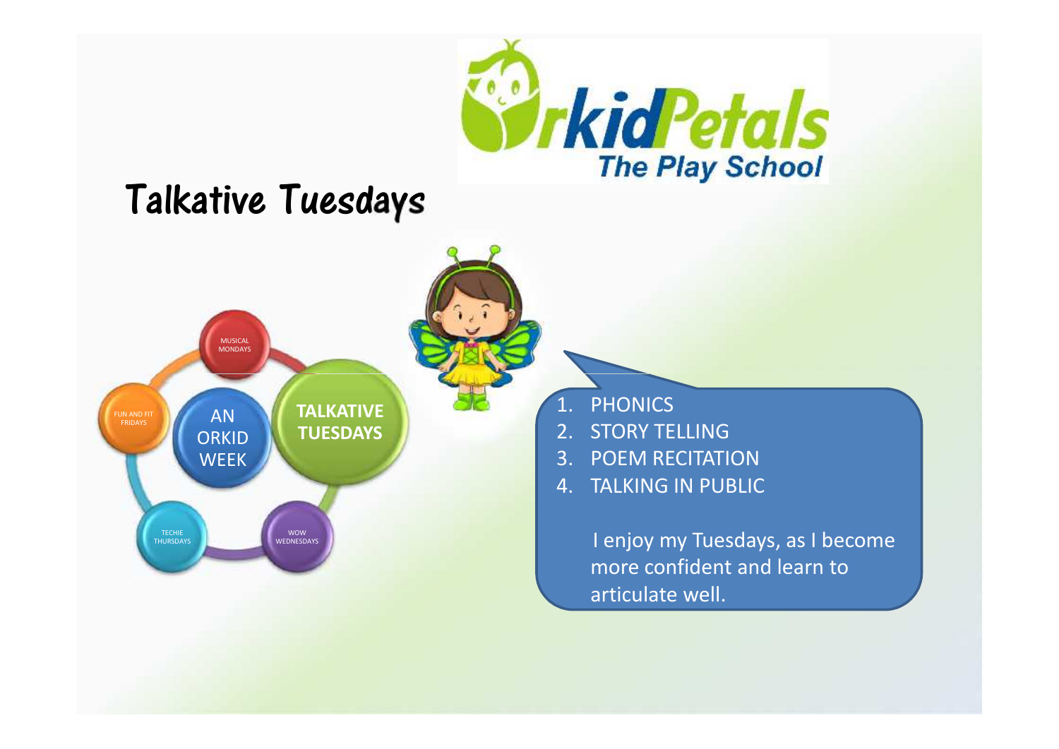OrkidPetals
The Play School

# Talkative Tuesdays

AN ORKID WEEK

- MUSICAL MONDAYS
- **TALKATIVE TUESDAYS**
- WOW WEDNESDAYS
- TECHIE THURSDAYS
- FUN AND FIT FRIDAYS

1. PHONICS
2. STORY TELLING
3. POEM RECITATION
4. TALKING IN PUBLIC

I enjoy my Tuesdays, as I become more confident and learn to articulate well.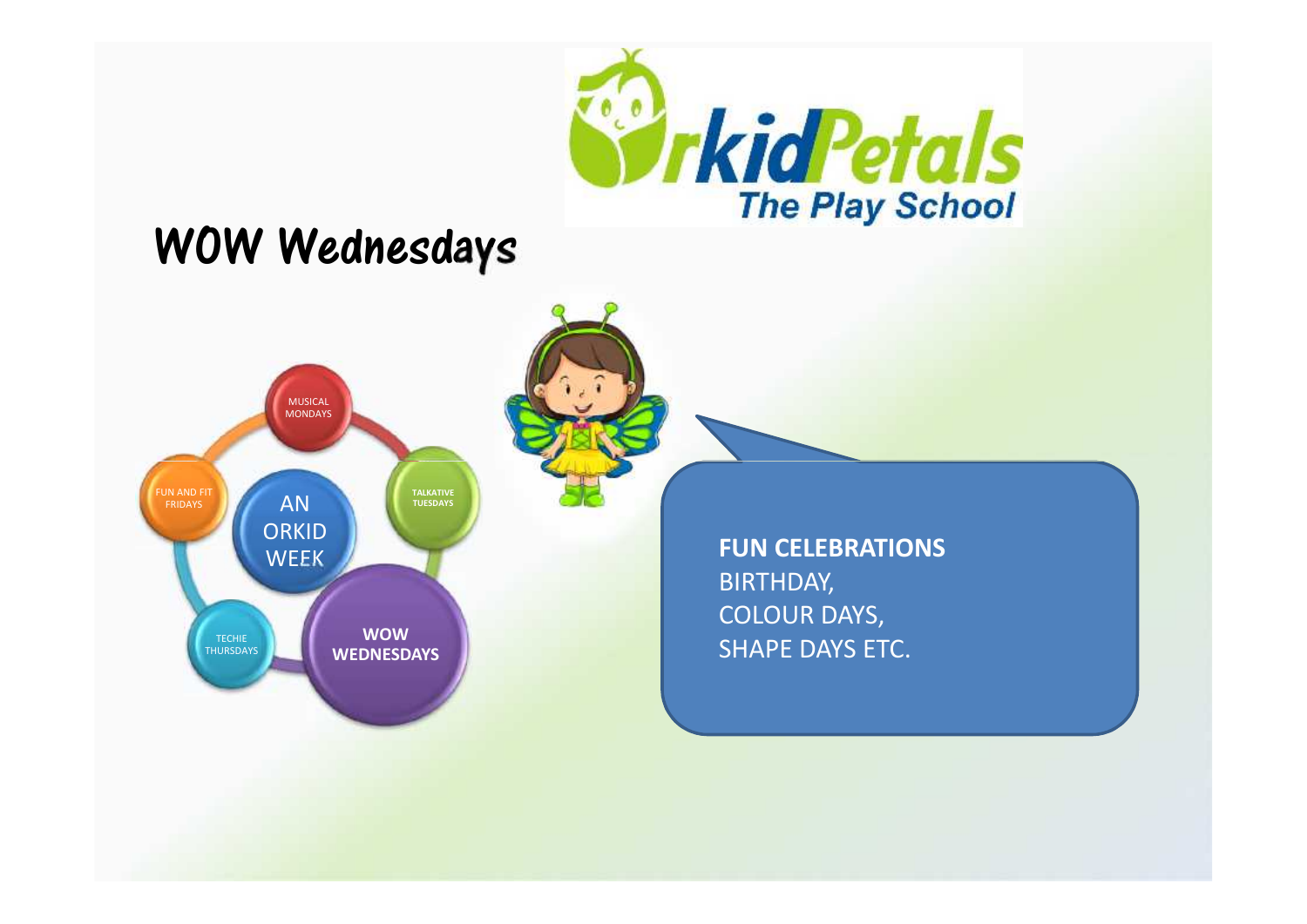# WOW Wednesdays

OrkidPetals The Play School

- MUSICAL MONDAYS
- TALKATIVE TUESDAYS
- **WOW WEDNESDAYS**
- TECHIE THURSDAYS
- FUN AND FIT FRIDAYS

AN ORKID WEEK

**FUN CELEBRATIONS**
BIRTHDAY,
COLOUR DAYS,
SHAPE DAYS ETC.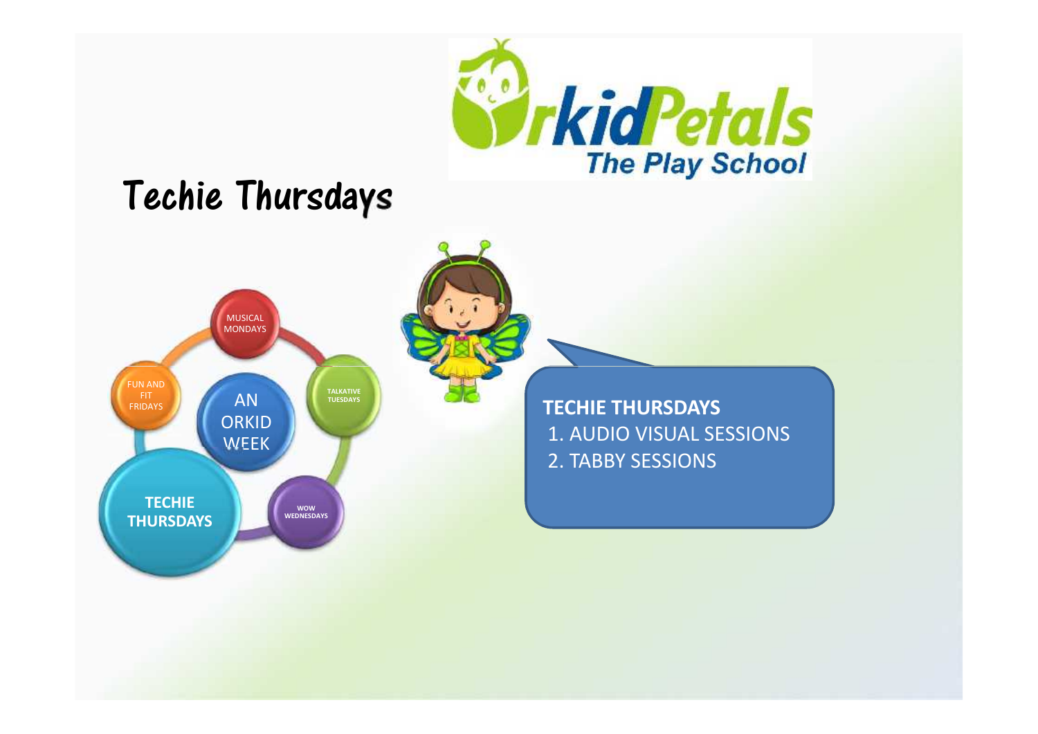OrkidPetals
The Play School

# Techie Thursdays

MUSICAL MONDAYS

TALKATIVE TUESDAYS

WOW WEDNESDAYS

TECHIE THURSDAYS

FUN AND FIT FRIDAYS

AN ORKID WEEK

**TECHIE THURSDAYS**

1. AUDIO VISUAL SESSIONS
2. TABBY SESSIONS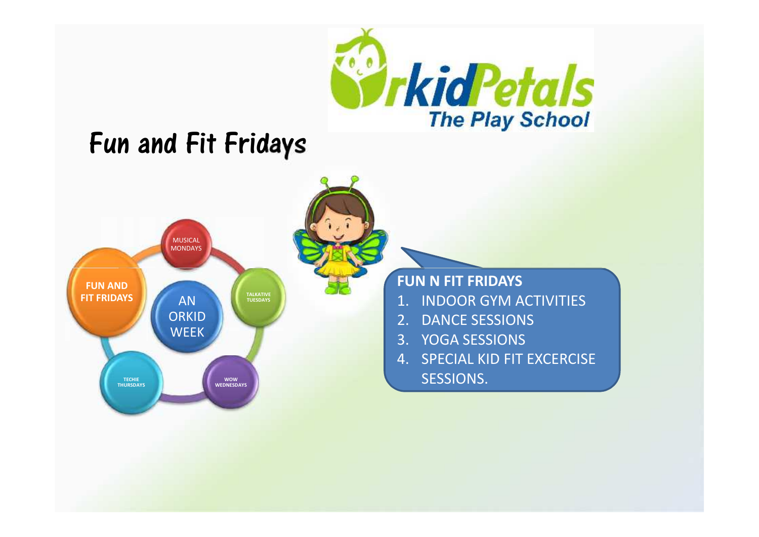OrkidPetals
The Play School

# Fun and Fit Fridays

MUSICAL MONDAYS

TALKATIVE TUESDAYS

WOW WEDNESDAYS

TECHIE THURSDAYS

FUN AND FIT FRIDAYS

AN ORKID WEEK

**FUN N FIT FRIDAYS**

1. INDOOR GYM ACTIVITIES
2. DANCE SESSIONS
3. YOGA SESSIONS
4. SPECIAL KID FIT EXCERCISE SESSIONS.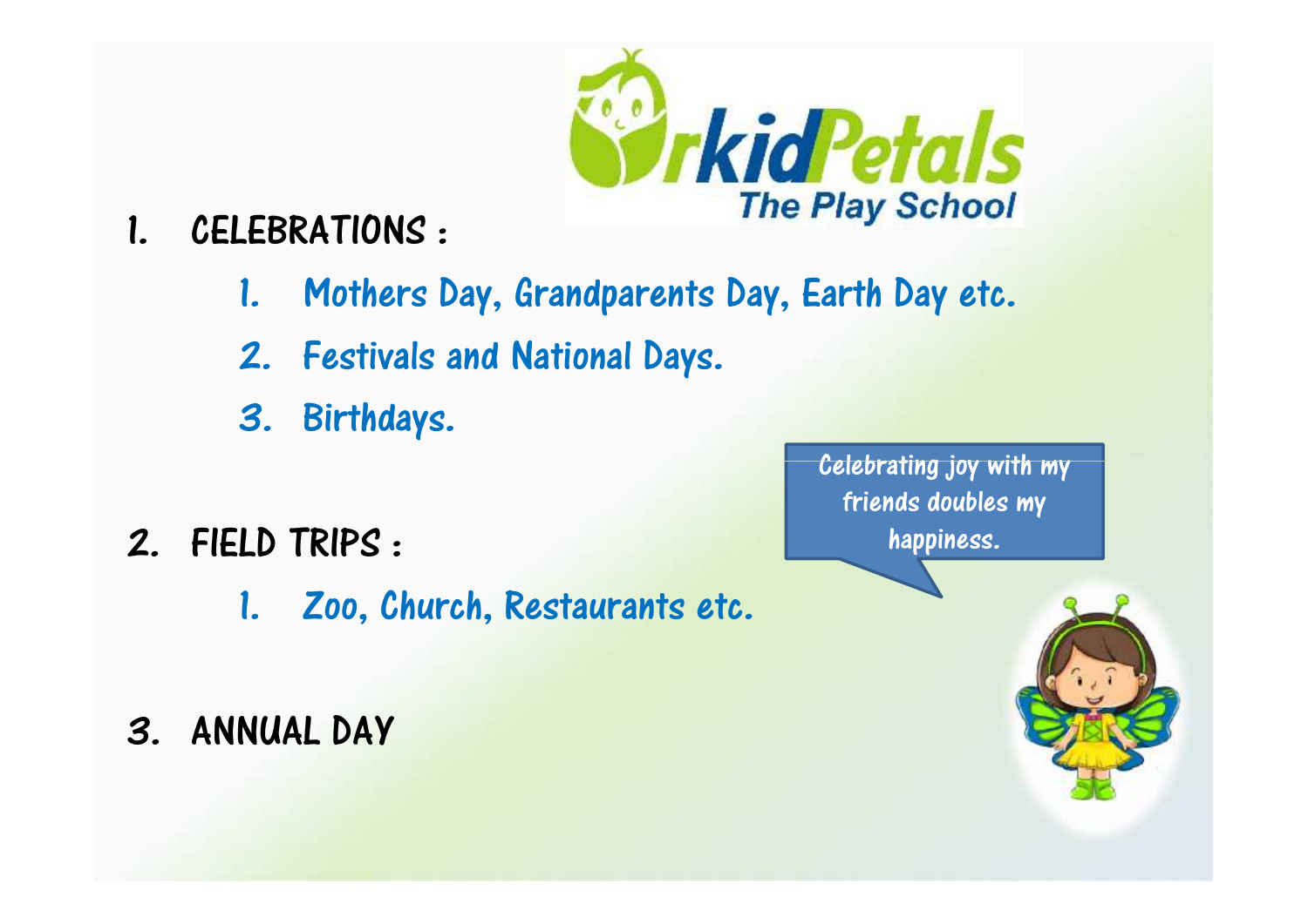OrkidPetals
The Play School

1. CELEBRATIONS :
   1. Mothers Day, Grandparents Day, Earth Day etc.
   2. Festivals and National Days.
   3. Birthdays.

2. FIELD TRIPS :
   1. Zoo, Church, Restaurants etc.

3. ANNUAL DAY

Celebrating joy with my friends doubles my happiness.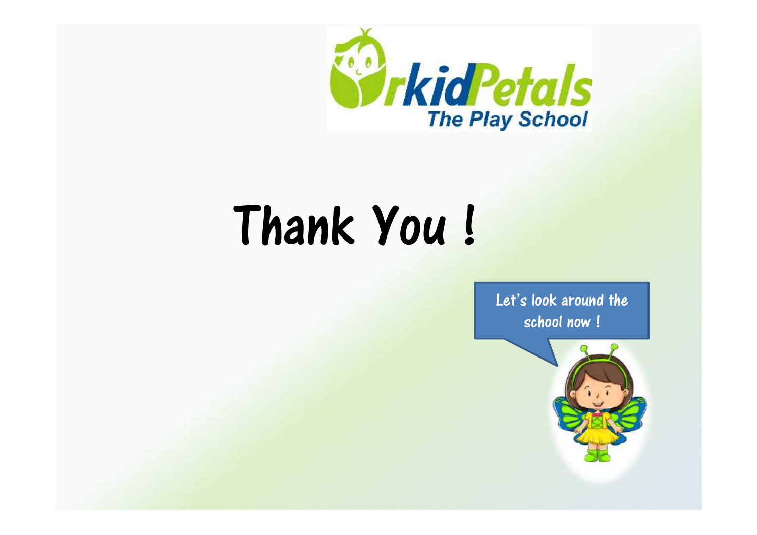OrkidPetals
The Play School

# Thank You !

Let's look around the school now !